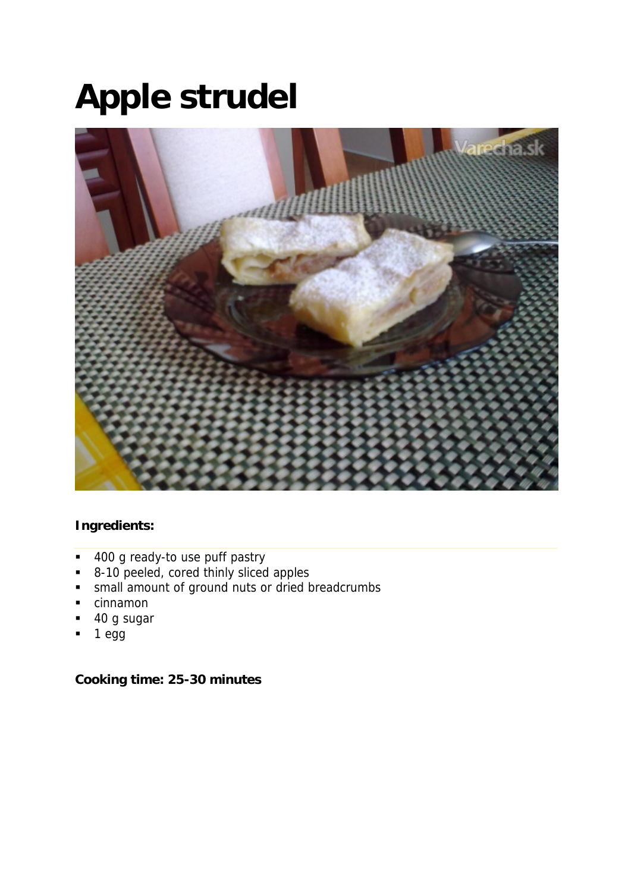# Apple strudel

**Ingredients:**

- 400 g ready-to use puff pastry
- 8-10 peeled, cored thinly sliced apples
- small amount of ground nuts or dried breadcrumbs
- cinnamon
- 40 g sugar
- 1 egg

**Cooking time: 25-30 minutes**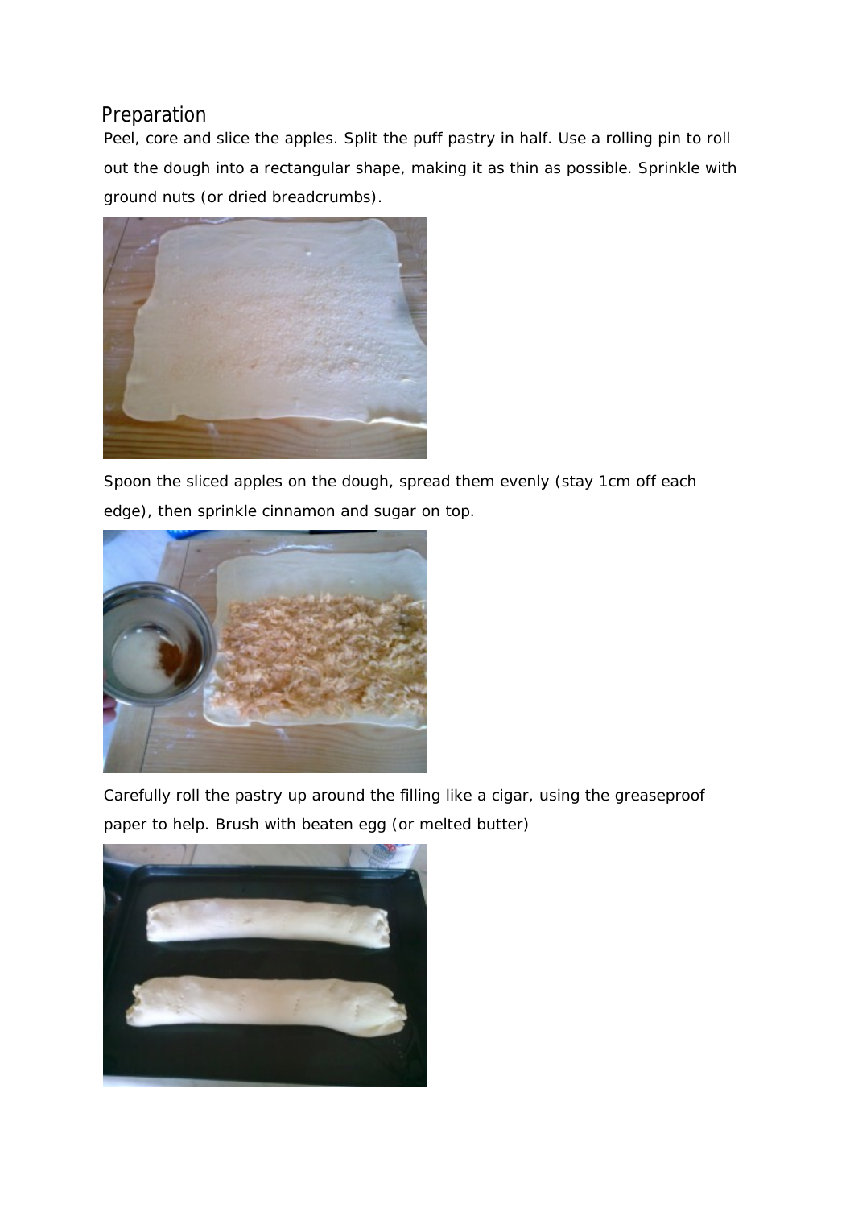## Preparation

Peel, core and slice the apples. Split the puff pastry in half. Use a rolling pin to roll out the dough into a rectangular shape, making it as thin as possible. Sprinkle with ground nuts (or dried breadcrumbs).

Spoon the sliced apples on the dough, spread them evenly (stay 1cm off each edge), then sprinkle cinnamon and sugar on top.

Carefully roll the pastry up around the filling like a cigar, using the greaseproof paper to help. Brush with beaten egg (or melted butter)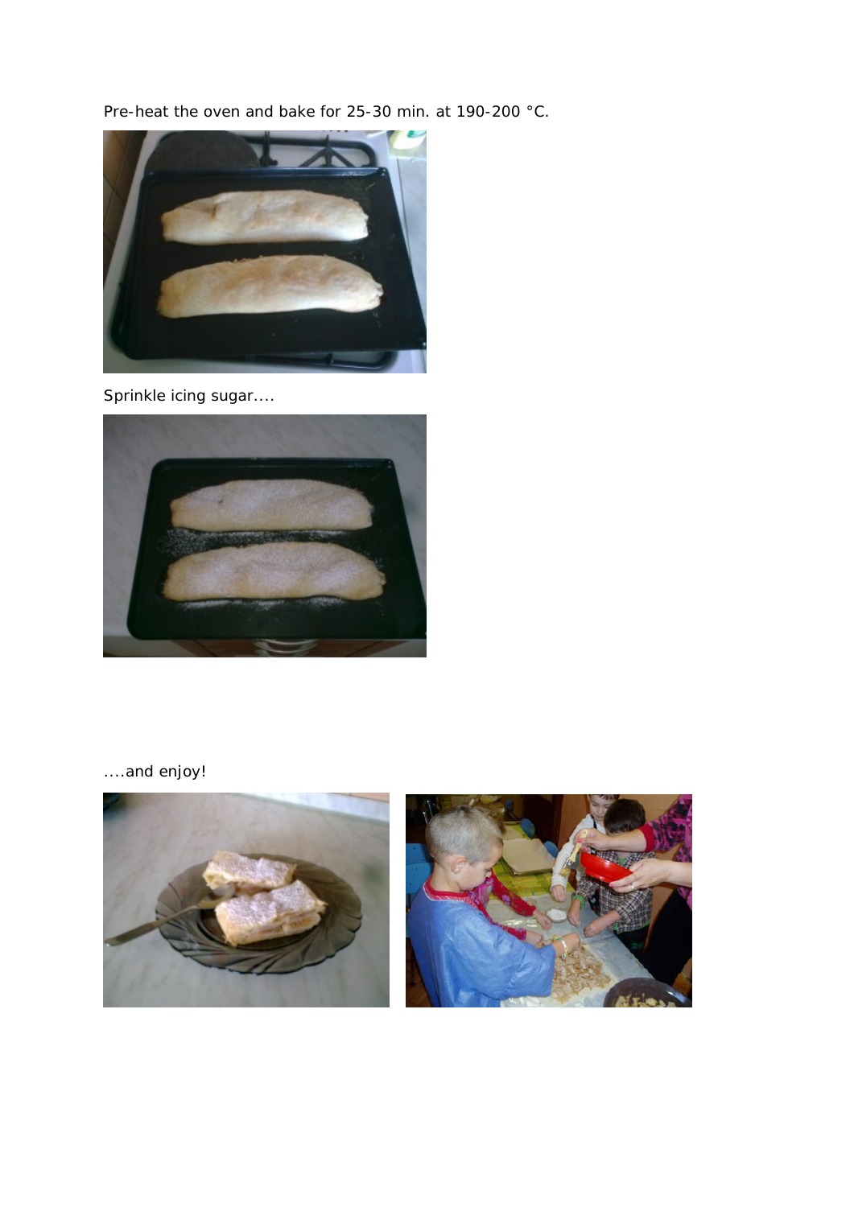Pre-heat the oven and bake for 25-30 min. at 190-200 °C.

Sprinkle icing sugar....

....and enjoy!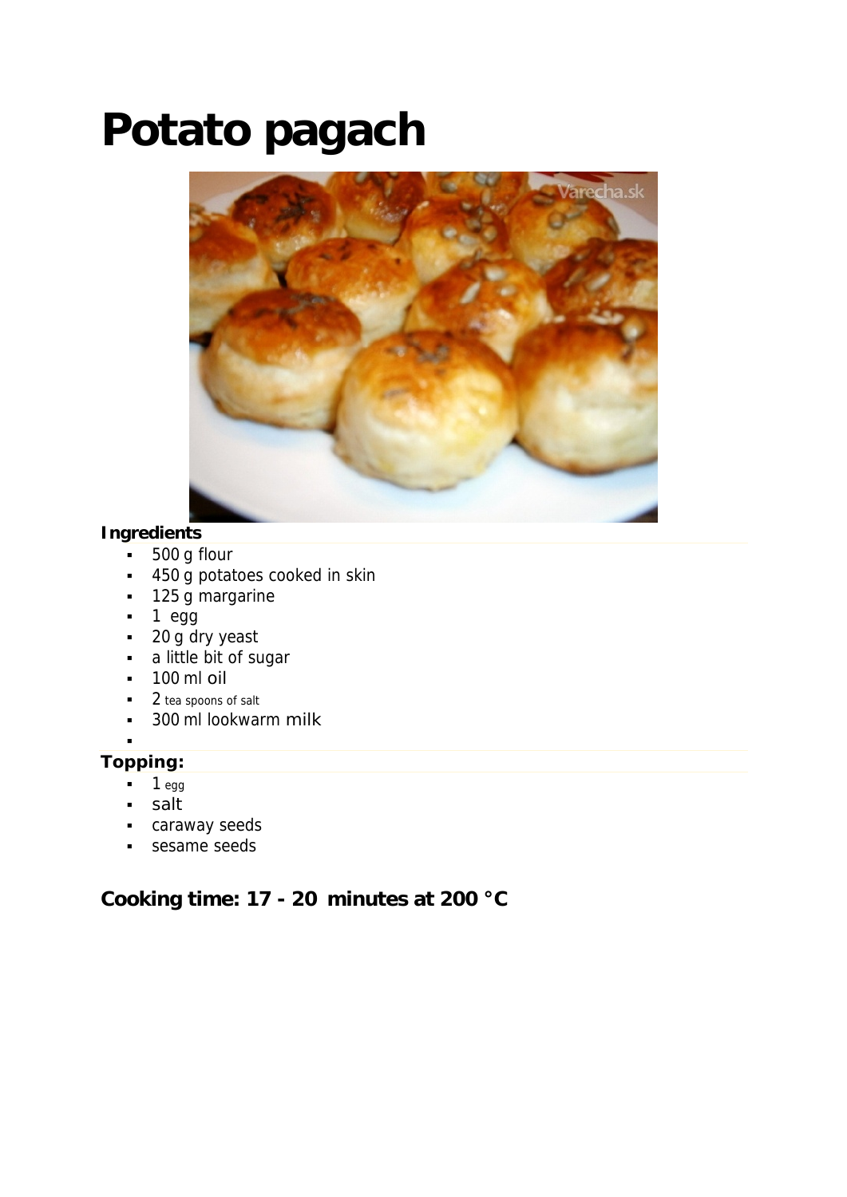# Potato pagach

**Ingredients**

- 500 g flour
- 450 g potatoes cooked in skin
- 125 g margarine
- 1 egg
- 20 g dry yeast
- a little bit of sugar
- 100 ml oil
- 2 tea spoons of salt
- 300 ml lookwarm milk

**Topping:**

- 1 egg
- salt
- caraway seeds
- sesame seeds

**Cooking time: 17 - 20 minutes at 200 °C**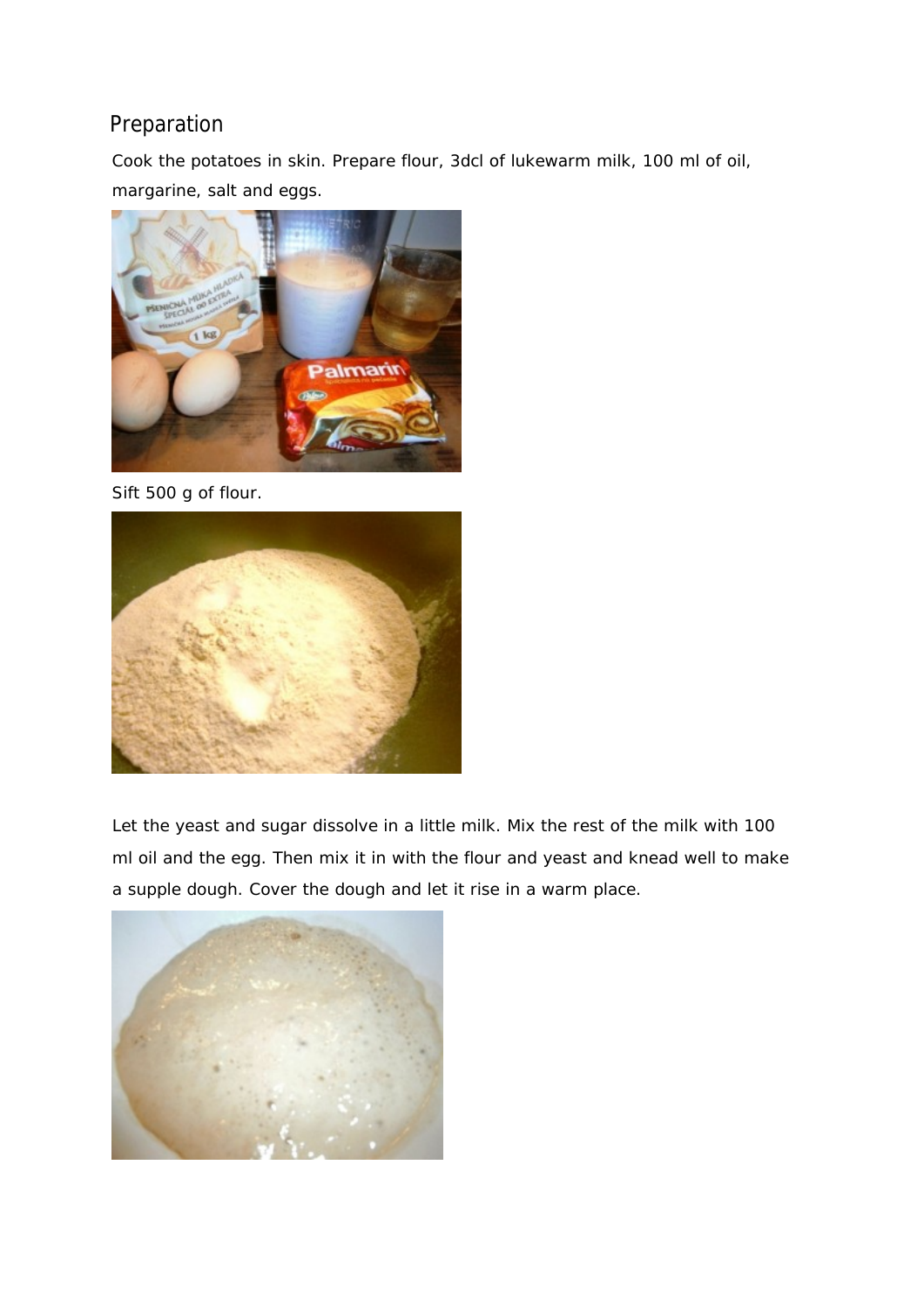## Preparation

Cook the potatoes in skin. Prepare flour, 3dcl of lukewarm milk, 100 ml of oil, margarine, salt and eggs.

Sift 500 g of flour.

Let the yeast and sugar dissolve in a little milk. Mix the rest of the milk with 100 ml oil and the egg. Then mix it in with the flour and yeast and knead well to make a supple dough. Cover the dough and let it rise in a warm place.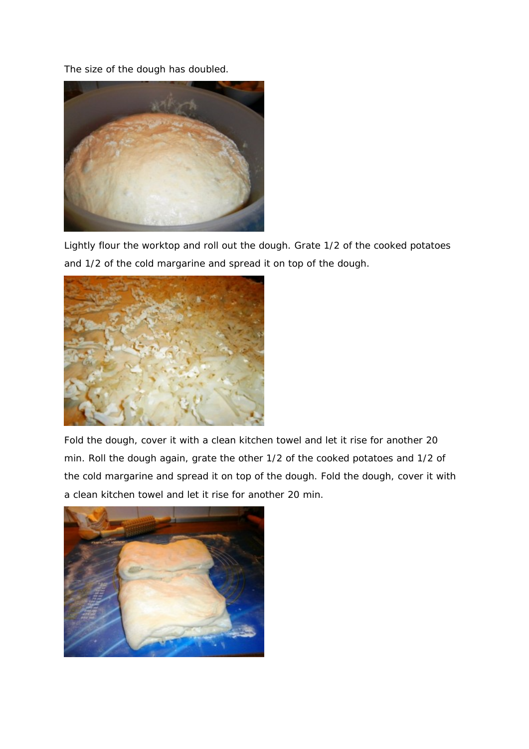The size of the dough has doubled.

Lightly flour the worktop and roll out the dough. Grate 1/2 of the cooked potatoes and 1/2 of the cold margarine and spread it on top of the dough.

Fold the dough, cover it with a clean kitchen towel and let it rise for another 20 min. Roll the dough again, grate the other 1/2 of the cooked potatoes and 1/2 of the cold margarine and spread it on top of the dough. Fold the dough, cover it with a clean kitchen towel and let it rise for another 20 min.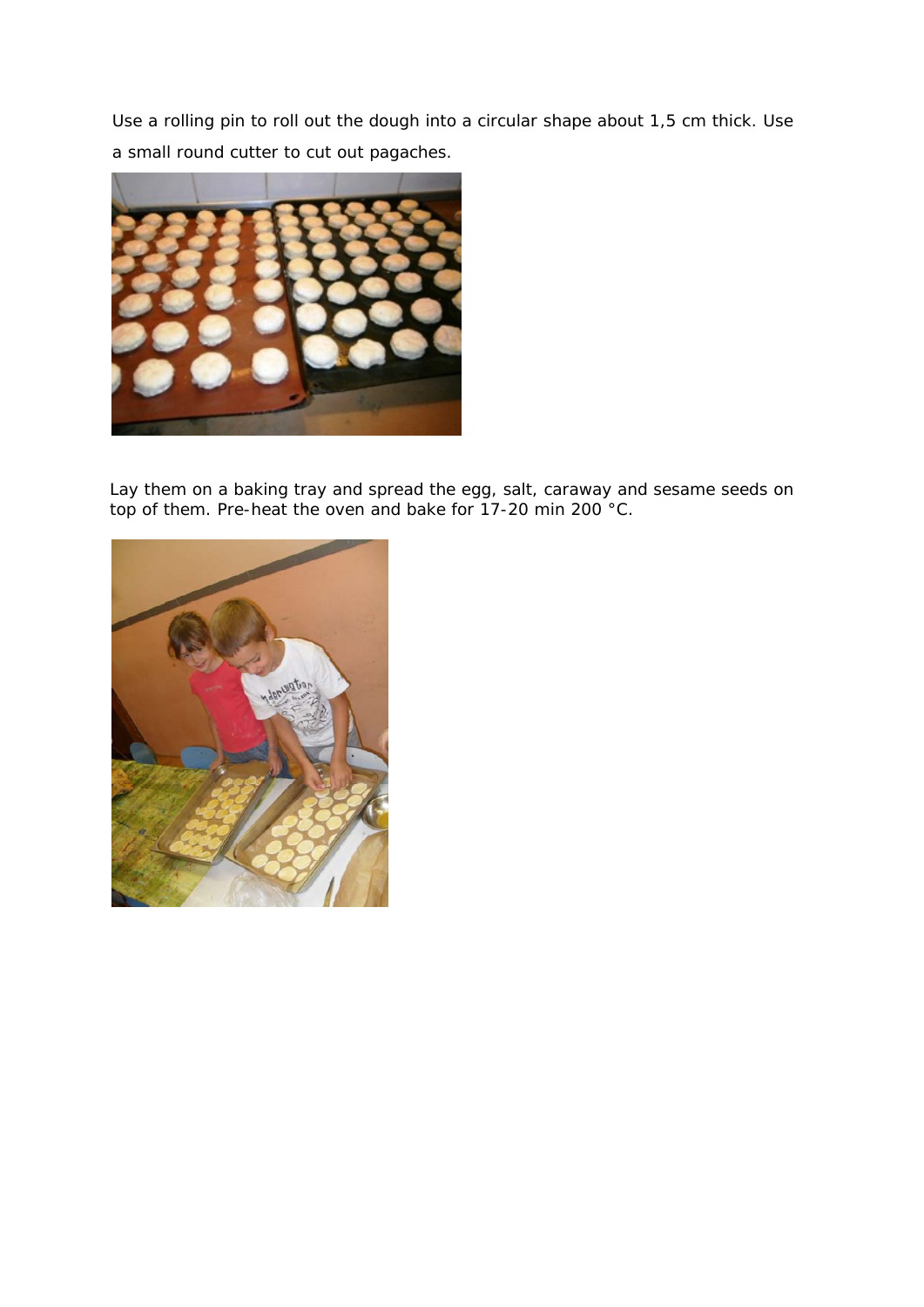Use a rolling pin to roll out the dough into a circular shape about 1,5 cm thick. Use a small round cutter to cut out pagaches.

Lay them on a baking tray and spread the egg, salt, caraway and sesame seeds on top of them. Pre-heat the oven and bake for 17-20 min 200 °C.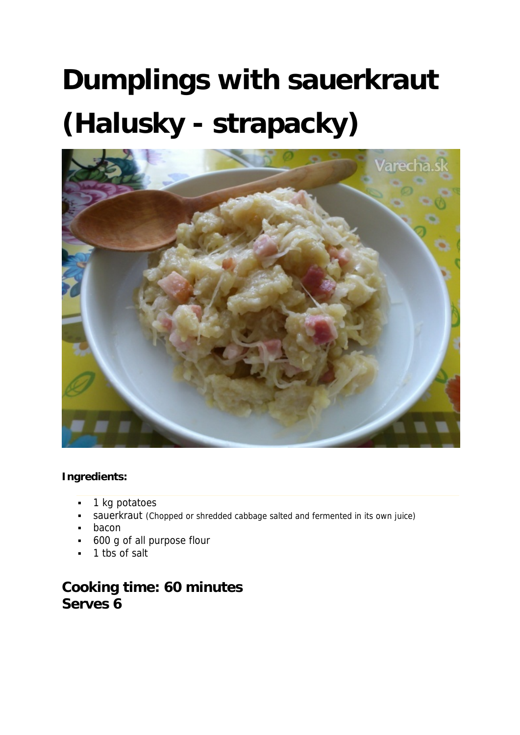# Dumplings with sauerkraut (Halusky - strapacky)

**Ingredients:**

- 1 kg potatoes
- sauerkraut (Chopped or shredded cabbage salted and fermented in its own juice)
- bacon
- 600 g of all purpose flour
- 1 tbs of salt

## Cooking time: 60 minutes
## Serves 6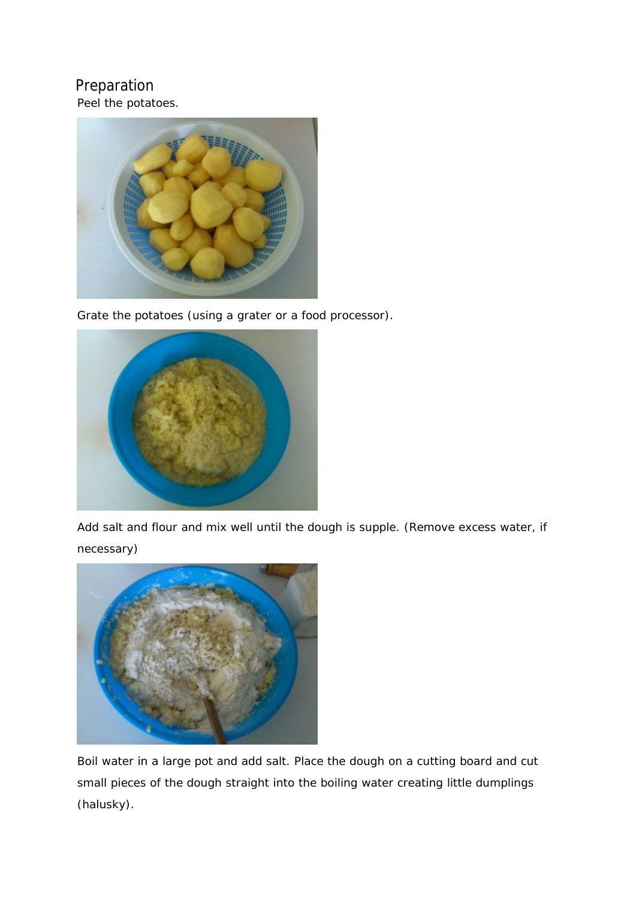## Preparation

Peel the potatoes.

Grate the potatoes (using a grater or a food processor).

Add salt and flour and mix well until the dough is supple. (Remove excess water, if necessary)

Boil water in a large pot and add salt. Place the dough on a cutting board and cut small pieces of the dough straight into the boiling water creating little dumplings (halusky).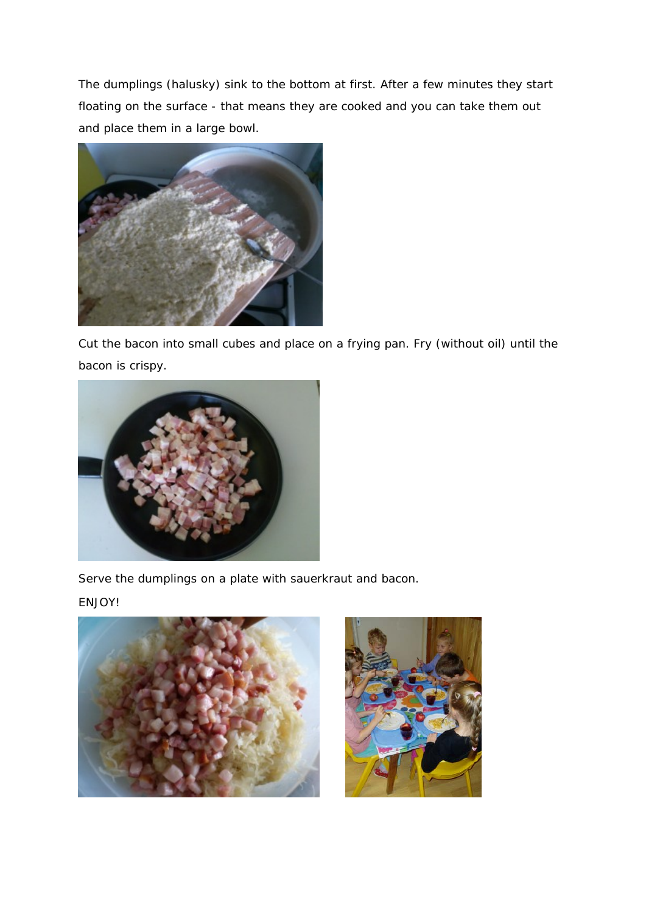The dumplings (halusky) sink to the bottom at first. After a few minutes they start floating on the surface - that means they are cooked and you can take them out and place them in a large bowl.

Cut the bacon into small cubes and place on a frying pan. Fry (without oil) until the bacon is crispy.

Serve the dumplings on a plate with sauerkraut and bacon.

ENJOY!